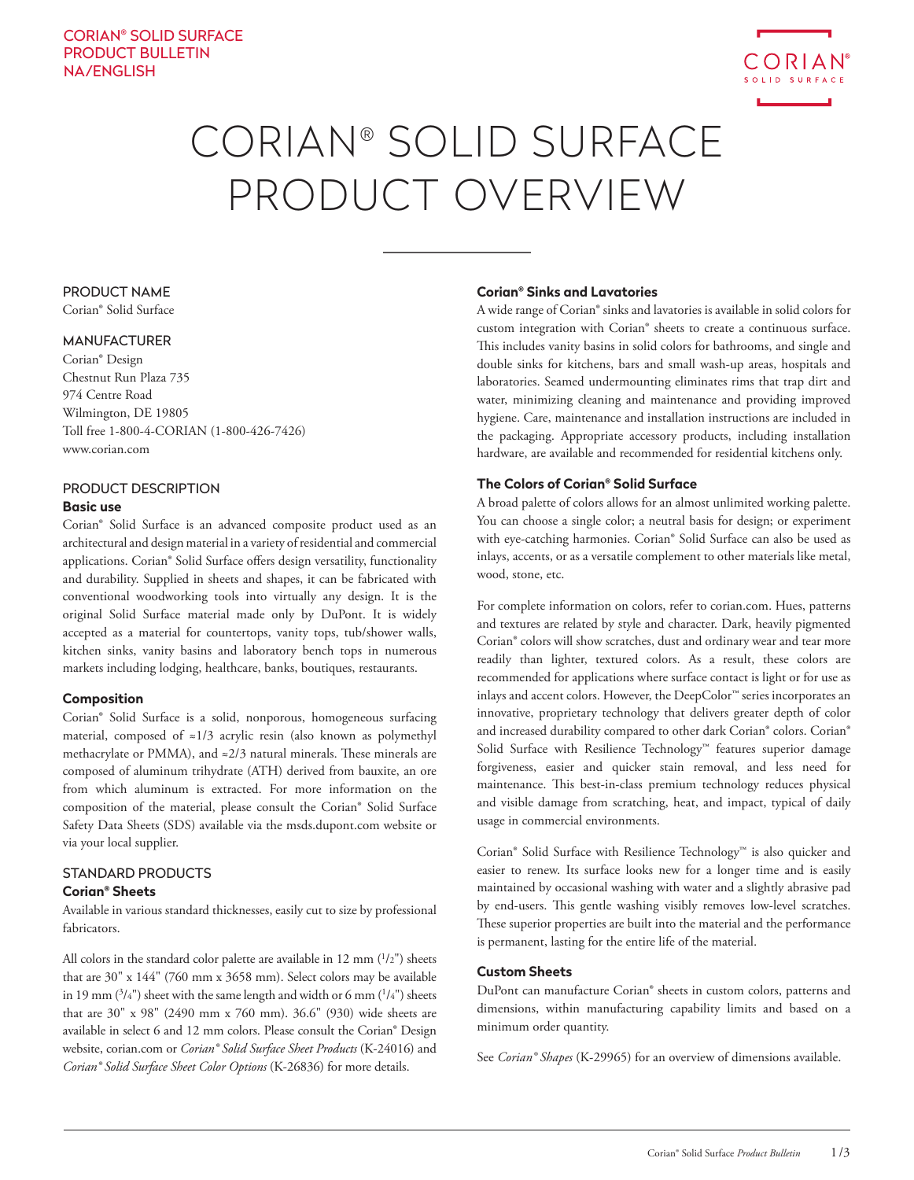CORIAN® SOLID SURFACE
PRODUCT BULLETIN
NA/ENGLISH

# CORIAN® SOLID SURFACE PRODUCT OVERVIEW

## PRODUCT NAME

Corian® Solid Surface

## MANUFACTURER

Corian® Design
Chestnut Run Plaza 735
974 Centre Road
Wilmington, DE 19805
Toll free 1-800-4-CORIAN (1-800-426-7426)
www.corian.com

## PRODUCT DESCRIPTION

### Basic use

Corian® Solid Surface is an advanced composite product used as an architectural and design material in a variety of residential and commercial applications. Corian® Solid Surface offers design versatility, functionality and durability. Supplied in sheets and shapes, it can be fabricated with conventional woodworking tools into virtually any design. It is the original Solid Surface material made only by DuPont. It is widely accepted as a material for countertops, vanity tops, tub/shower walls, kitchen sinks, vanity basins and laboratory bench tops in numerous markets including lodging, healthcare, banks, boutiques, restaurants.

### Composition

Corian® Solid Surface is a solid, nonporous, homogeneous surfacing material, composed of ≈1/3 acrylic resin (also known as polymethyl methacrylate or PMMA), and ≈2/3 natural minerals. These minerals are composed of aluminum trihydrate (ATH) derived from bauxite, an ore from which aluminum is extracted. For more information on the composition of the material, please consult the Corian® Solid Surface Safety Data Sheets (SDS) available via the msds.dupont.com website or via your local supplier.

## STANDARD PRODUCTS

### Corian® Sheets

Available in various standard thicknesses, easily cut to size by professional fabricators.

All colors in the standard color palette are available in 12 mm (1/2") sheets that are 30" x 144" (760 mm x 3658 mm). Select colors may be available in 19 mm (3/4") sheet with the same length and width or 6 mm (1/4") sheets that are 30" x 98" (2490 mm x 760 mm). 36.6" (930) wide sheets are available in select 6 and 12 mm colors. Please consult the Corian® Design website, corian.com or *Corian® Solid Surface Sheet Products* (K-24016) and *Corian® Solid Surface Sheet Color Options* (K-26836) for more details.

### Corian® Sinks and Lavatories

A wide range of Corian® sinks and lavatories is available in solid colors for custom integration with Corian® sheets to create a continuous surface. This includes vanity basins in solid colors for bathrooms, and single and double sinks for kitchens, bars and small wash-up areas, hospitals and laboratories. Seamed undermounting eliminates rims that trap dirt and water, minimizing cleaning and maintenance and providing improved hygiene. Care, maintenance and installation instructions are included in the packaging. Appropriate accessory products, including installation hardware, are available and recommended for residential kitchens only.

### The Colors of Corian® Solid Surface

A broad palette of colors allows for an almost unlimited working palette. You can choose a single color; a neutral basis for design; or experiment with eye-catching harmonies. Corian® Solid Surface can also be used as inlays, accents, or as a versatile complement to other materials like metal, wood, stone, etc.

For complete information on colors, refer to corian.com. Hues, patterns and textures are related by style and character. Dark, heavily pigmented Corian® colors will show scratches, dust and ordinary wear and tear more readily than lighter, textured colors. As a result, these colors are recommended for applications where surface contact is light or for use as inlays and accent colors. However, the DeepColor™ series incorporates an innovative, proprietary technology that delivers greater depth of color and increased durability compared to other dark Corian® colors. Corian® Solid Surface with Resilience Technology™ features superior damage forgiveness, easier and quicker stain removal, and less need for maintenance. This best-in-class premium technology reduces physical and visible damage from scratching, heat, and impact, typical of daily usage in commercial environments.

Corian® Solid Surface with Resilience Technology™ is also quicker and easier to renew. Its surface looks new for a longer time and is easily maintained by occasional washing with water and a slightly abrasive pad by end-users. This gentle washing visibly removes low-level scratches. These superior properties are built into the material and the performance is permanent, lasting for the entire life of the material.

### Custom Sheets

DuPont can manufacture Corian® sheets in custom colors, patterns and dimensions, within manufacturing capability limits and based on a minimum order quantity.

See *Corian® Shapes* (K-29965) for an overview of dimensions available.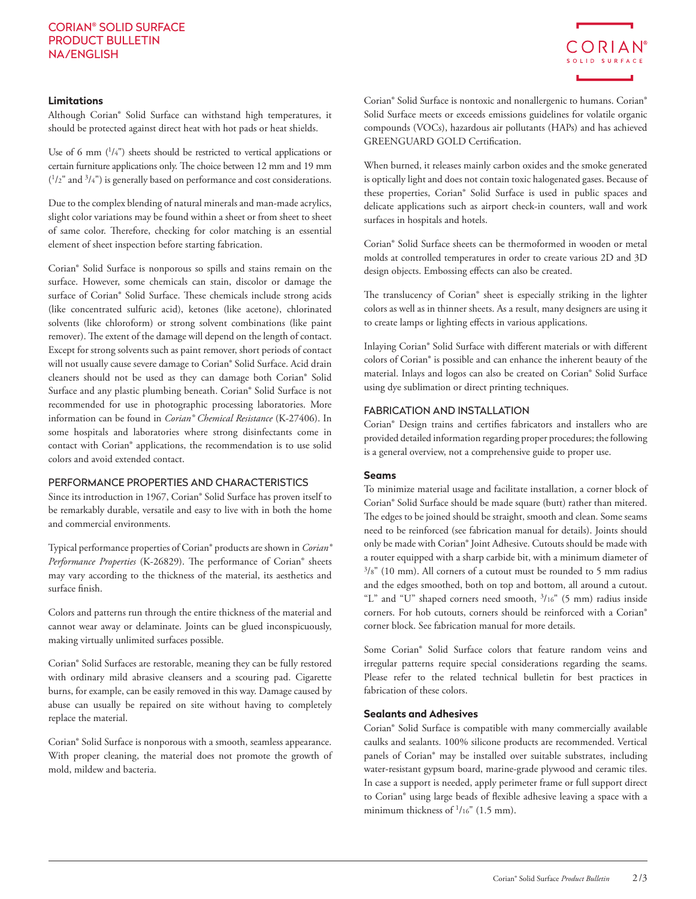### Limitations

Although Corian® Solid Surface can withstand high temperatures, it should be protected against direct heat with hot pads or heat shields.

Use of 6 mm (1/4") sheets should be restricted to vertical applications or certain furniture applications only. The choice between 12 mm and 19 mm (1/2" and 3/4") is generally based on performance and cost considerations.

Due to the complex blending of natural minerals and man-made acrylics, slight color variations may be found within a sheet or from sheet to sheet of same color. Therefore, checking for color matching is an essential element of sheet inspection before starting fabrication.

Corian® Solid Surface is nonporous so spills and stains remain on the surface. However, some chemicals can stain, discolor or damage the surface of Corian® Solid Surface. These chemicals include strong acids (like concentrated sulfuric acid), ketones (like acetone), chlorinated solvents (like chloroform) or strong solvent combinations (like paint remover). The extent of the damage will depend on the length of contact. Except for strong solvents such as paint remover, short periods of contact will not usually cause severe damage to Corian® Solid Surface. Acid drain cleaners should not be used as they can damage both Corian® Solid Surface and any plastic plumbing beneath. Corian® Solid Surface is not recommended for use in photographic processing laboratories. More information can be found in *Corian® Chemical Resistance* (K-27406). In some hospitals and laboratories where strong disinfectants come in contact with Corian® applications, the recommendation is to use solid colors and avoid extended contact.

## PERFORMANCE PROPERTIES AND CHARACTERISTICS

Since its introduction in 1967, Corian® Solid Surface has proven itself to be remarkably durable, versatile and easy to live with in both the home and commercial environments.

Typical performance properties of Corian® products are shown in *Corian® Performance Properties* (K-26829). The performance of Corian® sheets may vary according to the thickness of the material, its aesthetics and surface finish.

Colors and patterns run through the entire thickness of the material and cannot wear away or delaminate. Joints can be glued inconspicuously, making virtually unlimited surfaces possible.

Corian® Solid Surfaces are restorable, meaning they can be fully restored with ordinary mild abrasive cleansers and a scouring pad. Cigarette burns, for example, can be easily removed in this way. Damage caused by abuse can usually be repaired on site without having to completely replace the material.

Corian® Solid Surface is nonporous with a smooth, seamless appearance. With proper cleaning, the material does not promote the growth of mold, mildew and bacteria.

Corian® Solid Surface is nontoxic and nonallergenic to humans. Corian® Solid Surface meets or exceeds emissions guidelines for volatile organic compounds (VOCs), hazardous air pollutants (HAPs) and has achieved GREENGUARD GOLD Certification.

When burned, it releases mainly carbon oxides and the smoke generated is optically light and does not contain toxic halogenated gases. Because of these properties, Corian® Solid Surface is used in public spaces and delicate applications such as airport check-in counters, wall and work surfaces in hospitals and hotels.

Corian® Solid Surface sheets can be thermoformed in wooden or metal molds at controlled temperatures in order to create various 2D and 3D design objects. Embossing effects can also be created.

The translucency of Corian® sheet is especially striking in the lighter colors as well as in thinner sheets. As a result, many designers are using it to create lamps or lighting effects in various applications.

Inlaying Corian® Solid Surface with different materials or with different colors of Corian® is possible and can enhance the inherent beauty of the material. Inlays and logos can also be created on Corian® Solid Surface using dye sublimation or direct printing techniques.

## FABRICATION AND INSTALLATION

Corian® Design trains and certifies fabricators and installers who are provided detailed information regarding proper procedures; the following is a general overview, not a comprehensive guide to proper use.

### Seams

To minimize material usage and facilitate installation, a corner block of Corian® Solid Surface should be made square (butt) rather than mitered. The edges to be joined should be straight, smooth and clean. Some seams need to be reinforced (see fabrication manual for details). Joints should only be made with Corian® Joint Adhesive. Cutouts should be made with a router equipped with a sharp carbide bit, with a minimum diameter of 3/8" (10 mm). All corners of a cutout must be rounded to 5 mm radius and the edges smoothed, both on top and bottom, all around a cutout. "L" and "U" shaped corners need smooth, 3/16" (5 mm) radius inside corners. For hob cutouts, corners should be reinforced with a Corian® corner block. See fabrication manual for more details.

Some Corian® Solid Surface colors that feature random veins and irregular patterns require special considerations regarding the seams. Please refer to the related technical bulletin for best practices in fabrication of these colors.

### Sealants and Adhesives

Corian® Solid Surface is compatible with many commercially available caulks and sealants. 100% silicone products are recommended. Vertical panels of Corian® may be installed over suitable substrates, including water-resistant gypsum board, marine-grade plywood and ceramic tiles. In case a support is needed, apply perimeter frame or full support direct to Corian® using large beads of flexible adhesive leaving a space with a minimum thickness of 1/16" (1.5 mm).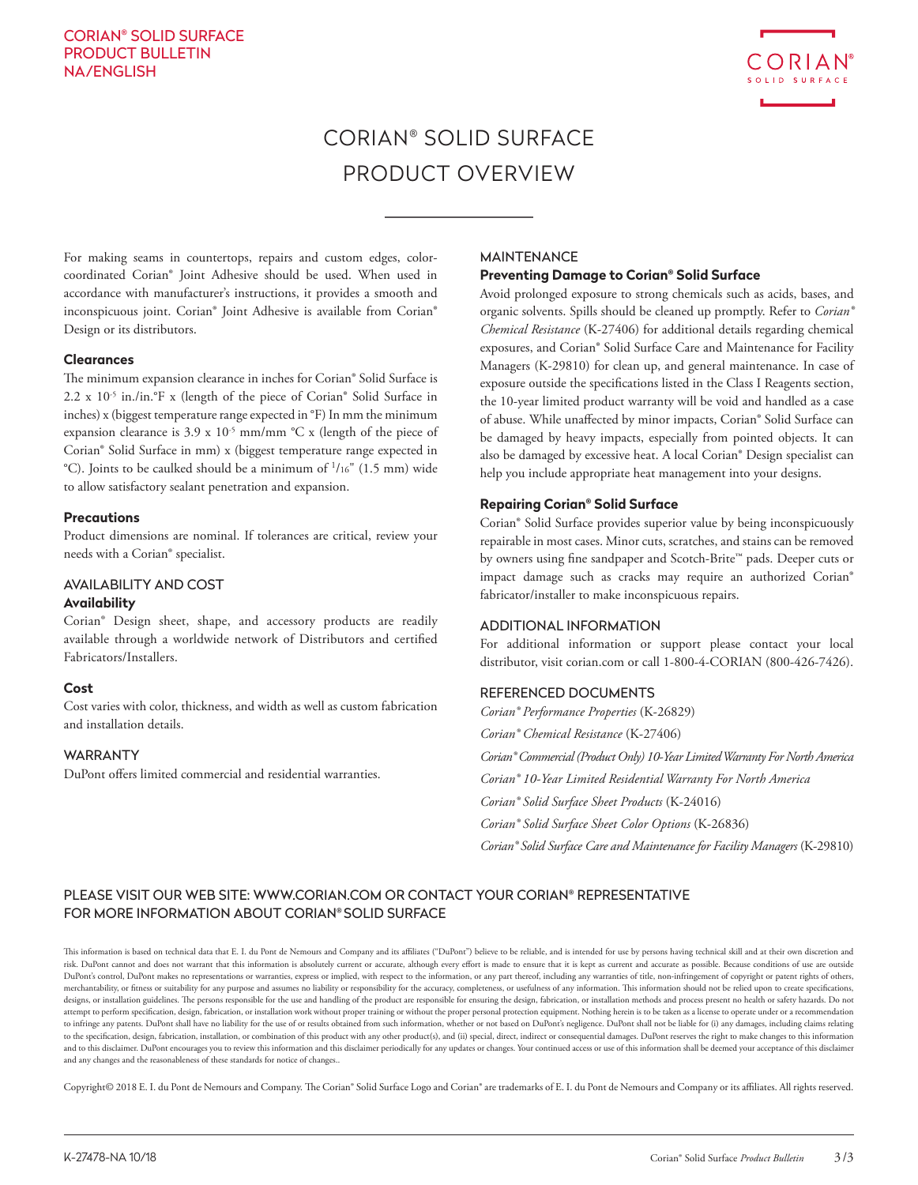CORIAN® SOLID SURFACE
PRODUCT BULLETIN
NA/ENGLISH

# CORIAN® SOLID SURFACE PRODUCT OVERVIEW

For making seams in countertops, repairs and custom edges, color-coordinated Corian® Joint Adhesive should be used. When used in accordance with manufacturer's instructions, it provides a smooth and inconspicuous joint. Corian® Joint Adhesive is available from Corian® Design or its distributors.

### Clearances

The minimum expansion clearance in inches for Corian® Solid Surface is $2.2 \times 10^{-5}$ in./in.°F x (length of the piece of Corian® Solid Surface in inches) x (biggest temperature range expected in °F) In mm the minimum expansion clearance is $3.9 \times 10^{-5}$ mm/mm °C x (length of the piece of Corian® Solid Surface in mm) x (biggest temperature range expected in °C). Joints to be caulked should be a minimum of $^1/_{16}$" (1.5 mm) wide to allow satisfactory sealant penetration and expansion.

### Precautions

Product dimensions are nominal. If tolerances are critical, review your needs with a Corian® specialist.

## AVAILABILITY AND COST

### Availability

Corian® Design sheet, shape, and accessory products are readily available through a worldwide network of Distributors and certified Fabricators/Installers.

### Cost

Cost varies with color, thickness, and width as well as custom fabrication and installation details.

## WARRANTY

DuPont offers limited commercial and residential warranties.

## MAINTENANCE

### Preventing Damage to Corian® Solid Surface

Avoid prolonged exposure to strong chemicals such as acids, bases, and organic solvents. Spills should be cleaned up promptly. Refer to *Corian® Chemical Resistance* (K-27406) for additional details regarding chemical exposures, and Corian® Solid Surface Care and Maintenance for Facility Managers (K-29810) for clean up, and general maintenance. In case of exposure outside the specifications listed in the Class I Reagents section, the 10-year limited product warranty will be void and handled as a case of abuse. While unaffected by minor impacts, Corian® Solid Surface can be damaged by heavy impacts, especially from pointed objects. It can also be damaged by excessive heat. A local Corian® Design specialist can help you include appropriate heat management into your designs.

### Repairing Corian® Solid Surface

Corian® Solid Surface provides superior value by being inconspicuously repairable in most cases. Minor cuts, scratches, and stains can be removed by owners using fine sandpaper and Scotch-Brite™ pads. Deeper cuts or impact damage such as cracks may require an authorized Corian® fabricator/installer to make inconspicuous repairs.

## ADDITIONAL INFORMATION

For additional information or support please contact your local distributor, visit corian.com or call 1-800-4-CORIAN (800-426-7426).

## REFERENCED DOCUMENTS

*Corian® Performance Properties* (K-26829)
*Corian® Chemical Resistance* (K-27406)
*Corian® Commercial (Product Only) 10-Year Limited Warranty For North America*
*Corian® 10-Year Limited Residential Warranty For North America*
*Corian® Solid Surface Sheet Products* (K-24016)
*Corian® Solid Surface Sheet Color Options* (K-26836)
*Corian® Solid Surface Care and Maintenance for Facility Managers* (K-29810)

## PLEASE VISIT OUR WEB SITE: WWW.CORIAN.COM OR CONTACT YOUR CORIAN® REPRESENTATIVE FOR MORE INFORMATION ABOUT CORIAN® SOLID SURFACE

This information is based on technical data that E. I. du Pont de Nemours and Company and its affiliates ("DuPont") believe to be reliable, and is intended for use by persons having technical skill and at their own discretion and risk. DuPont cannot and does not warrant that this information is absolutely current or accurate, although every effort is made to ensure that it is kept as current and accurate as possible. Because conditions of use are outside DuPont's control, DuPont makes no representations or warranties, express or implied, with respect to the information, or any part thereof, including any warranties of title, non-infringement of copyright or patent rights of others, merchantability, or fitness or suitability for any purpose and assumes no liability or responsibility for the accuracy, completeness, or usefulness of any information. This information should not be relied upon to create specifications, designs, or installation guidelines. The persons responsible for the use and handling of the product are responsible for ensuring the design, fabrication, or installation methods and process present no health or safety hazards. Do not attempt to perform specification, design, fabrication, or installation work without proper training or without the proper personal protection equipment. Nothing herein is to be taken as a license to operate under or a recommendation to infringe any patents. DuPont shall have no liability for the use of or results obtained from such information, whether or not based on DuPont's negligence. DuPont shall not be liable for (i) any damages, including claims relating to the specification, design, fabrication, installation, or combination of this product with any other product(s), and (ii) special, direct, indirect or consequential damages. DuPont reserves the right to make changes to this information and to this disclaimer. DuPont encourages you to review this information and this disclaimer periodically for any updates or changes. Your continued access or use of this information shall be deemed your acceptance of this disclaimer and any changes and the reasonableness of these standards for notice of changes..

Copyright© 2018 E. I. du Pont de Nemours and Company. The Corian® Solid Surface Logo and Corian® are trademarks of E. I. du Pont de Nemours and Company or its affiliates. All rights reserved.

K-27478-NA 10/18